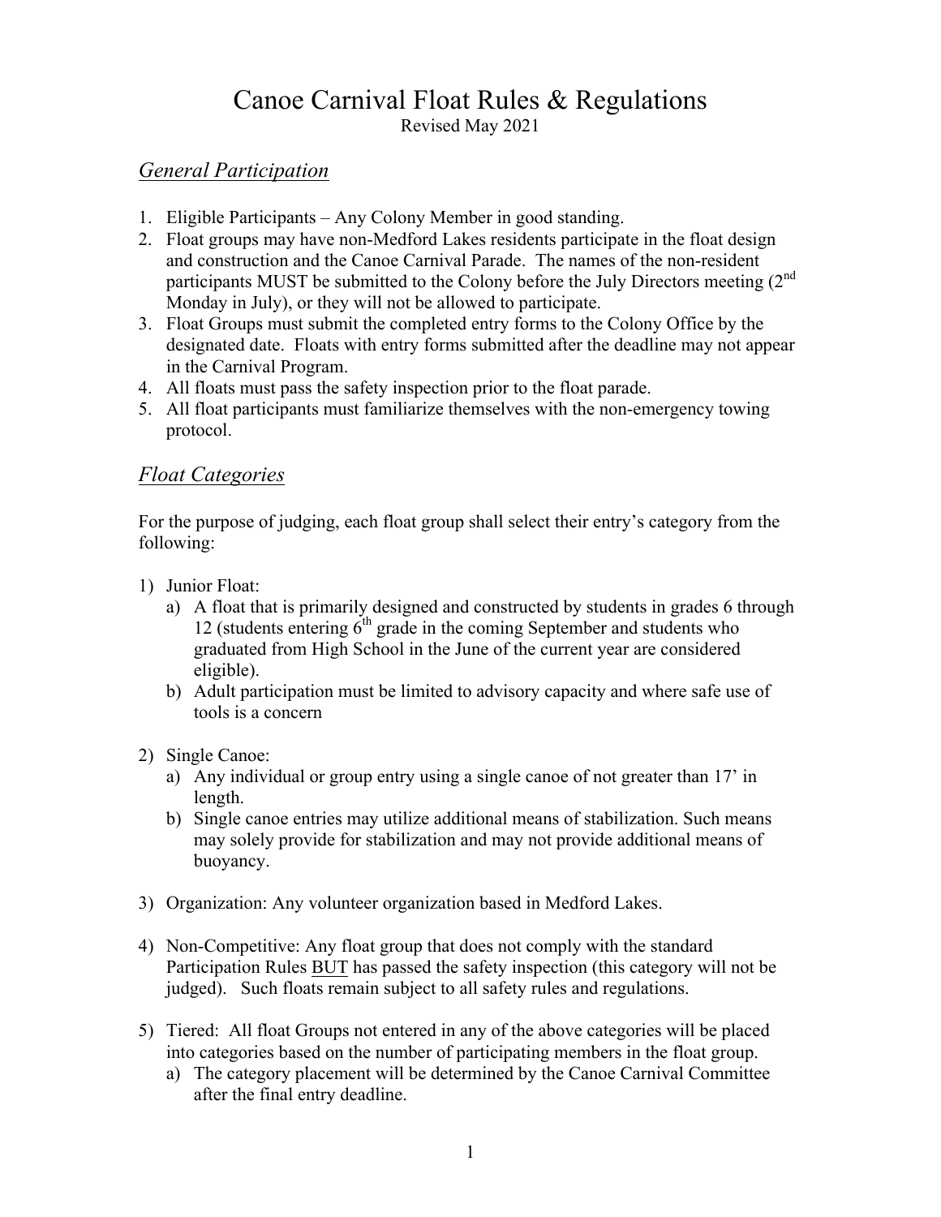# Canoe Carnival Float Rules & Regulations

Revised May 2021

## *General Participation*

1. Eligible Participants – Any Colony Member in good standing.
2. Float groups may have non-Medford Lakes residents participate in the float design and construction and the Canoe Carnival Parade. The names of the non-resident participants MUST be submitted to the Colony before the July Directors meeting (2nd Monday in July), or they will not be allowed to participate.
3. Float Groups must submit the completed entry forms to the Colony Office by the designated date. Floats with entry forms submitted after the deadline may not appear in the Carnival Program.
4. All floats must pass the safety inspection prior to the float parade.
5. All float participants must familiarize themselves with the non-emergency towing protocol.

## *Float Categories*

For the purpose of judging, each float group shall select their entry's category from the following:

1) Junior Float:
   a) A float that is primarily designed and constructed by students in grades 6 through 12 (students entering 6th grade in the coming September and students who graduated from High School in the June of the current year are considered eligible).
   b) Adult participation must be limited to advisory capacity and where safe use of tools is a concern

2) Single Canoe:
   a) Any individual or group entry using a single canoe of not greater than 17' in length.
   b) Single canoe entries may utilize additional means of stabilization. Such means may solely provide for stabilization and may not provide additional means of buoyancy.

3) Organization: Any volunteer organization based in Medford Lakes.

4) Non-Competitive: Any float group that does not comply with the standard Participation Rules <u>BUT</u> has passed the safety inspection (this category will not be judged). Such floats remain subject to all safety rules and regulations.

5) Tiered: All float Groups not entered in any of the above categories will be placed into categories based on the number of participating members in the float group.
   a) The category placement will be determined by the Canoe Carnival Committee after the final entry deadline.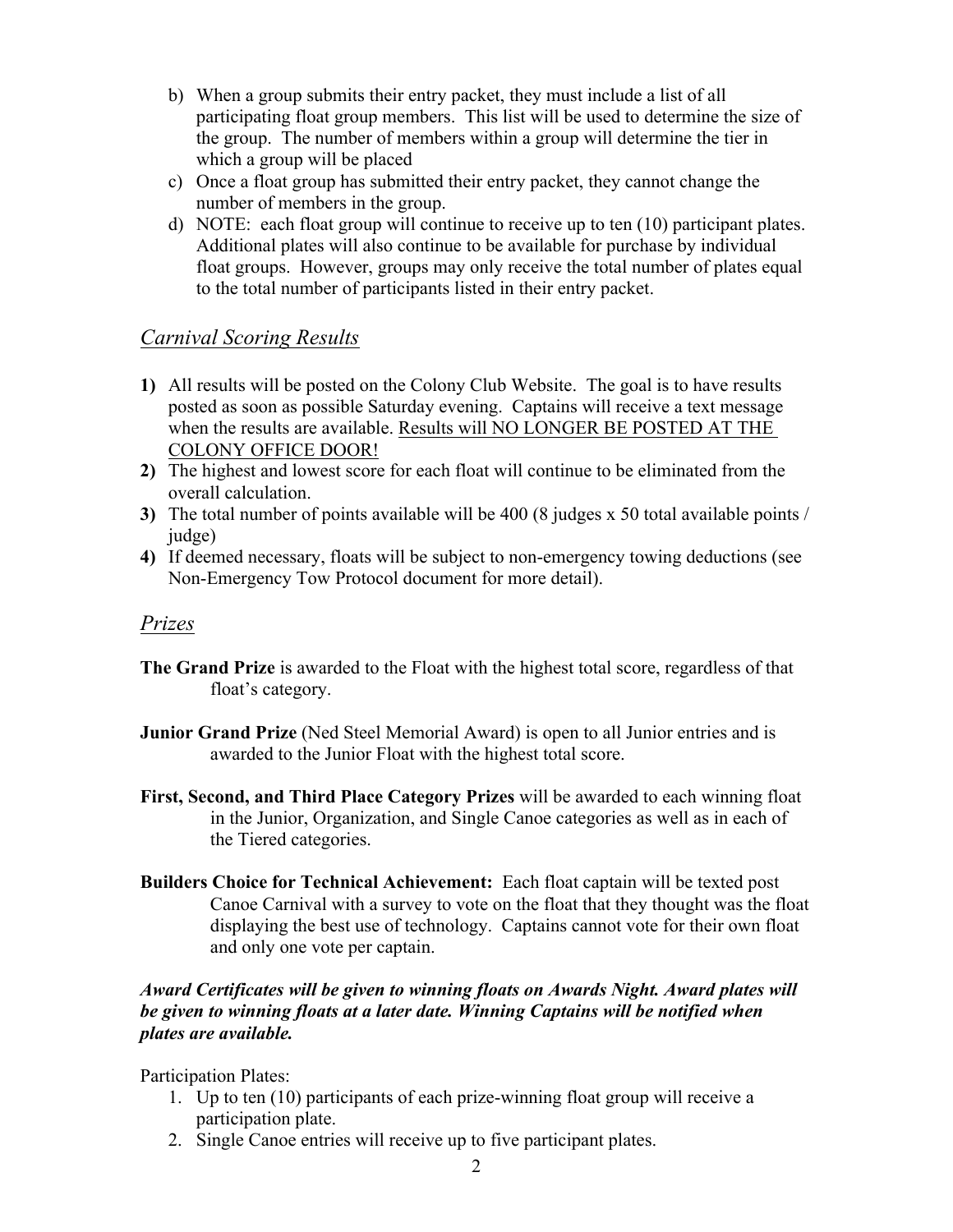b) When a group submits their entry packet, they must include a list of all participating float group members. This list will be used to determine the size of the group. The number of members within a group will determine the tier in which a group will be placed

c) Once a float group has submitted their entry packet, they cannot change the number of members in the group.

d) NOTE: each float group will continue to receive up to ten (10) participant plates. Additional plates will also continue to be available for purchase by individual float groups. However, groups may only receive the total number of plates equal to the total number of participants listed in their entry packet.

## *Carnival Scoring Results*

**1)** All results will be posted on the Colony Club Website. The goal is to have results posted as soon as possible Saturday evening. Captains will receive a text message when the results are available. <u>Results will NO LONGER BE POSTED AT THE COLONY OFFICE DOOR!</u>

**2)** The highest and lowest score for each float will continue to be eliminated from the overall calculation.

**3)** The total number of points available will be 400 (8 judges x 50 total available points / judge)

**4)** If deemed necessary, floats will be subject to non-emergency towing deductions (see Non-Emergency Tow Protocol document for more detail).

## *Prizes*

**The Grand Prize** is awarded to the Float with the highest total score, regardless of that float's category.

**Junior Grand Prize** (Ned Steel Memorial Award) is open to all Junior entries and is awarded to the Junior Float with the highest total score.

**First, Second, and Third Place Category Prizes** will be awarded to each winning float in the Junior, Organization, and Single Canoe categories as well as in each of the Tiered categories.

**Builders Choice for Technical Achievement:** Each float captain will be texted post Canoe Carnival with a survey to vote on the float that they thought was the float displaying the best use of technology. Captains cannot vote for their own float and only one vote per captain.

***Award Certificates will be given to winning floats on Awards Night. Award plates will be given to winning floats at a later date. Winning Captains will be notified when plates are available.***

Participation Plates:

1. Up to ten (10) participants of each prize-winning float group will receive a participation plate.
2. Single Canoe entries will receive up to five participant plates.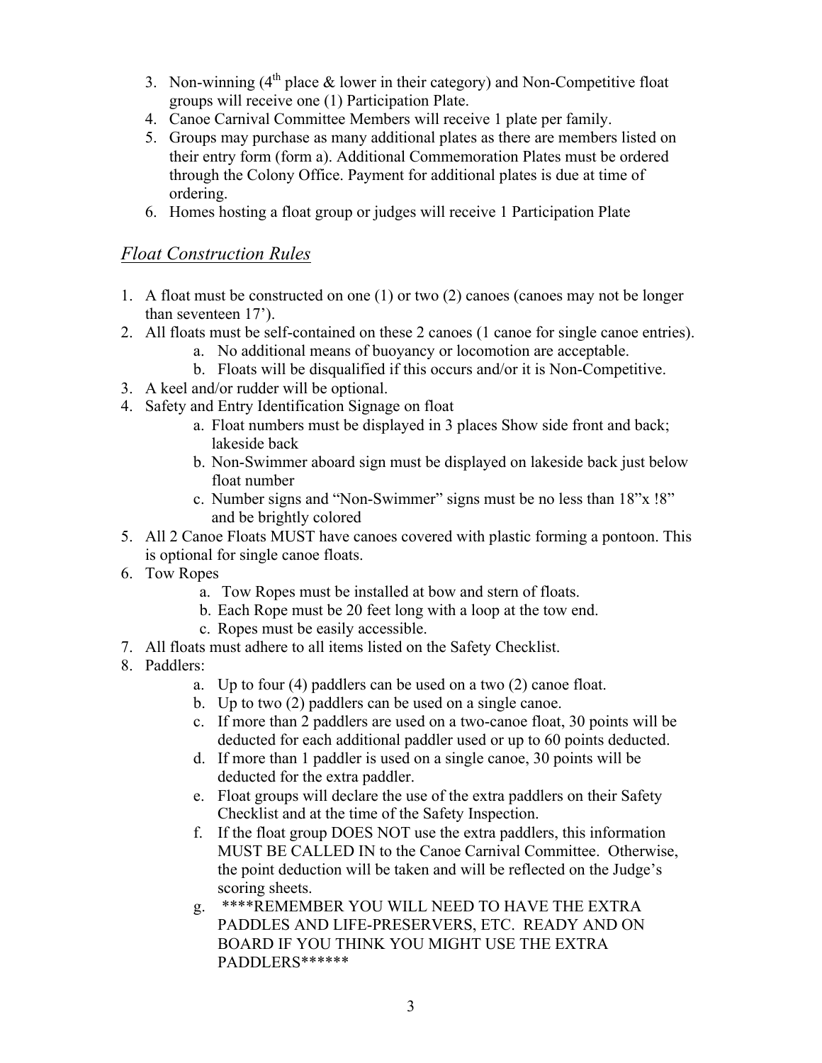3. Non-winning (4th place & lower in their category) and Non-Competitive float groups will receive one (1) Participation Plate.
4. Canoe Carnival Committee Members will receive 1 plate per family.
5. Groups may purchase as many additional plates as there are members listed on their entry form (form a). Additional Commemoration Plates must be ordered through the Colony Office. Payment for additional plates is due at time of ordering.
6. Homes hosting a float group or judges will receive 1 Participation Plate

## *Float Construction Rules*

1. A float must be constructed on one (1) or two (2) canoes (canoes may not be longer than seventeen 17').
2. All floats must be self-contained on these 2 canoes (1 canoe for single canoe entries).
    a. No additional means of buoyancy or locomotion are acceptable.
    b. Floats will be disqualified if this occurs and/or it is Non-Competitive.
3. A keel and/or rudder will be optional.
4. Safety and Entry Identification Signage on float
    a. Float numbers must be displayed in 3 places Show side front and back; lakeside back
    b. Non-Swimmer aboard sign must be displayed on lakeside back just below float number
    c. Number signs and "Non-Swimmer" signs must be no less than 18"x !8" and be brightly colored
5. All 2 Canoe Floats MUST have canoes covered with plastic forming a pontoon. This is optional for single canoe floats.
6. Tow Ropes
    a. Tow Ropes must be installed at bow and stern of floats.
    b. Each Rope must be 20 feet long with a loop at the tow end.
    c. Ropes must be easily accessible.
7. All floats must adhere to all items listed on the Safety Checklist.
8. Paddlers:
    a. Up to four (4) paddlers can be used on a two (2) canoe float.
    b. Up to two (2) paddlers can be used on a single canoe.
    c. If more than 2 paddlers are used on a two-canoe float, 30 points will be deducted for each additional paddler used or up to 60 points deducted.
    d. If more than 1 paddler is used on a single canoe, 30 points will be deducted for the extra paddler.
    e. Float groups will declare the use of the extra paddlers on their Safety Checklist and at the time of the Safety Inspection.
    f. If the float group DOES NOT use the extra paddlers, this information MUST BE CALLED IN to the Canoe Carnival Committee. Otherwise, the point deduction will be taken and will be reflected on the Judge's scoring sheets.
    g. ****REMEMBER YOU WILL NEED TO HAVE THE EXTRA PADDLES AND LIFE-PRESERVERS, ETC. READY AND ON BOARD IF YOU THINK YOU MIGHT USE THE EXTRA PADDLERS******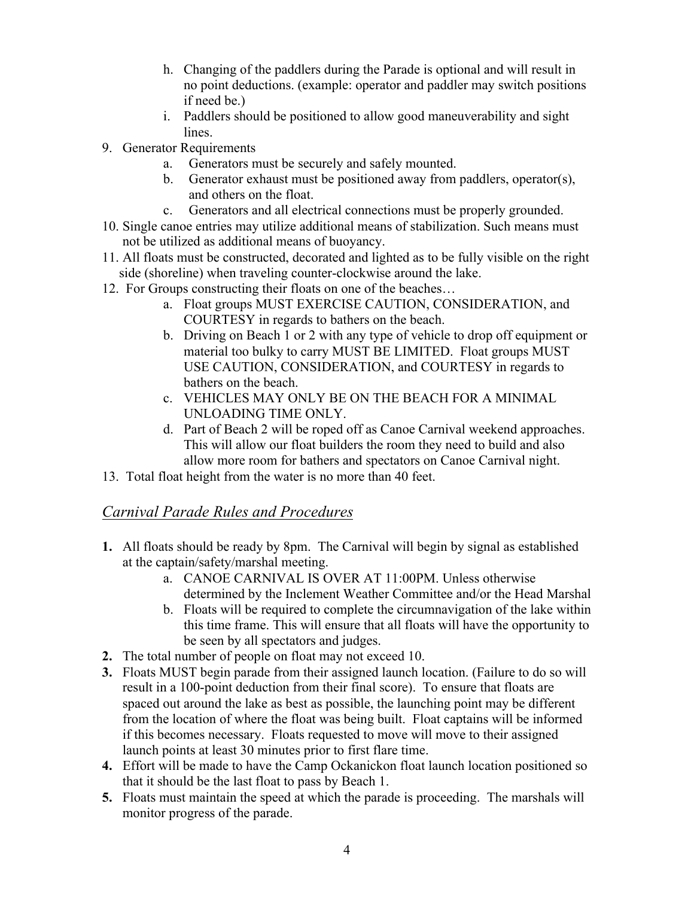h. Changing of the paddlers during the Parade is optional and will result in no point deductions. (example: operator and paddler may switch positions if need be.)
   i. Paddlers should be positioned to allow good maneuverability and sight lines.

9. Generator Requirements
   a. Generators must be securely and safely mounted.
   b. Generator exhaust must be positioned away from paddlers, operator(s), and others on the float.
   c. Generators and all electrical connections must be properly grounded.
10. Single canoe entries may utilize additional means of stabilization. Such means must not be utilized as additional means of buoyancy.
11. All floats must be constructed, decorated and lighted as to be fully visible on the right side (shoreline) when traveling counter-clockwise around the lake.
12. For Groups constructing their floats on one of the beaches…
    a. Float groups MUST EXERCISE CAUTION, CONSIDERATION, and COURTESY in regards to bathers on the beach.
    b. Driving on Beach 1 or 2 with any type of vehicle to drop off equipment or material too bulky to carry MUST BE LIMITED. Float groups MUST USE CAUTION, CONSIDERATION, and COURTESY in regards to bathers on the beach.
    c. VEHICLES MAY ONLY BE ON THE BEACH FOR A MINIMAL UNLOADING TIME ONLY.
    d. Part of Beach 2 will be roped off as Canoe Carnival weekend approaches. This will allow our float builders the room they need to build and also allow more room for bathers and spectators on Canoe Carnival night.
13. Total float height from the water is no more than 40 feet.

## *Carnival Parade Rules and Procedures*

**1.** All floats should be ready by 8pm. The Carnival will begin by signal as established at the captain/safety/marshal meeting.
   a. CANOE CARNIVAL IS OVER AT 11:00PM. Unless otherwise determined by the Inclement Weather Committee and/or the Head Marshal
   b. Floats will be required to complete the circumnavigation of the lake within this time frame. This will ensure that all floats will have the opportunity to be seen by all spectators and judges.

**2.** The total number of people on float may not exceed 10.

**3.** Floats MUST begin parade from their assigned launch location. (Failure to do so will result in a 100-point deduction from their final score). To ensure that floats are spaced out around the lake as best as possible, the launching point may be different from the location of where the float was being built. Float captains will be informed if this becomes necessary. Floats requested to move will move to their assigned launch points at least 30 minutes prior to first flare time.

**4.** Effort will be made to have the Camp Ockanickon float launch location positioned so that it should be the last float to pass by Beach 1.

**5.** Floats must maintain the speed at which the parade is proceeding. The marshals will monitor progress of the parade.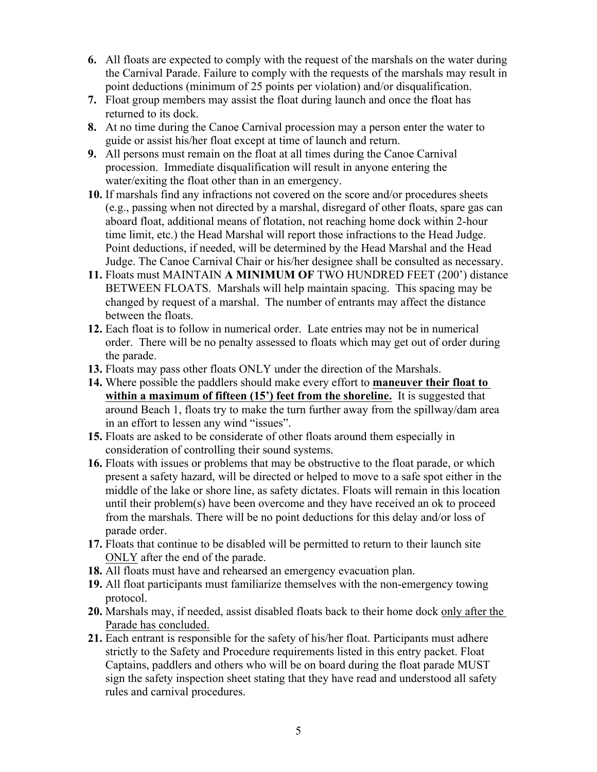6. All floats are expected to comply with the request of the marshals on the water during the Carnival Parade. Failure to comply with the requests of the marshals may result in point deductions (minimum of 25 points per violation) and/or disqualification.
7. Float group members may assist the float during launch and once the float has returned to its dock.
8. At no time during the Canoe Carnival procession may a person enter the water to guide or assist his/her float except at time of launch and return.
9. All persons must remain on the float at all times during the Canoe Carnival procession. Immediate disqualification will result in anyone entering the water/exiting the float other than in an emergency.
10. If marshals find any infractions not covered on the score and/or procedures sheets (e.g., passing when not directed by a marshal, disregard of other floats, spare gas can aboard float, additional means of flotation, not reaching home dock within 2-hour time limit, etc.) the Head Marshal will report those infractions to the Head Judge. Point deductions, if needed, will be determined by the Head Marshal and the Head Judge. The Canoe Carnival Chair or his/her designee shall be consulted as necessary.
11. Floats must MAINTAIN **A MINIMUM OF** TWO HUNDRED FEET (200') distance BETWEEN FLOATS. Marshals will help maintain spacing. This spacing may be changed by request of a marshal. The number of entrants may affect the distance between the floats.
12. Each float is to follow in numerical order. Late entries may not be in numerical order. There will be no penalty assessed to floats which may get out of order during the parade.
13. Floats may pass other floats ONLY under the direction of the Marshals.
14. Where possible the paddlers should make every effort to **maneuver their float to within a maximum of fifteen (15') feet from the shoreline.** It is suggested that around Beach 1, floats try to make the turn further away from the spillway/dam area in an effort to lessen any wind "issues".
15. Floats are asked to be considerate of other floats around them especially in consideration of controlling their sound systems.
16. Floats with issues or problems that may be obstructive to the float parade, or which present a safety hazard, will be directed or helped to move to a safe spot either in the middle of the lake or shore line, as safety dictates. Floats will remain in this location until their problem(s) have been overcome and they have received an ok to proceed from the marshals. There will be no point deductions for this delay and/or loss of parade order.
17. Floats that continue to be disabled will be permitted to return to their launch site ONLY after the end of the parade.
18. All floats must have and rehearsed an emergency evacuation plan.
19. All float participants must familiarize themselves with the non-emergency towing protocol.
20. Marshals may, if needed, assist disabled floats back to their home dock only after the Parade has concluded.
21. Each entrant is responsible for the safety of his/her float. Participants must adhere strictly to the Safety and Procedure requirements listed in this entry packet. Float Captains, paddlers and others who will be on board during the float parade MUST sign the safety inspection sheet stating that they have read and understood all safety rules and carnival procedures.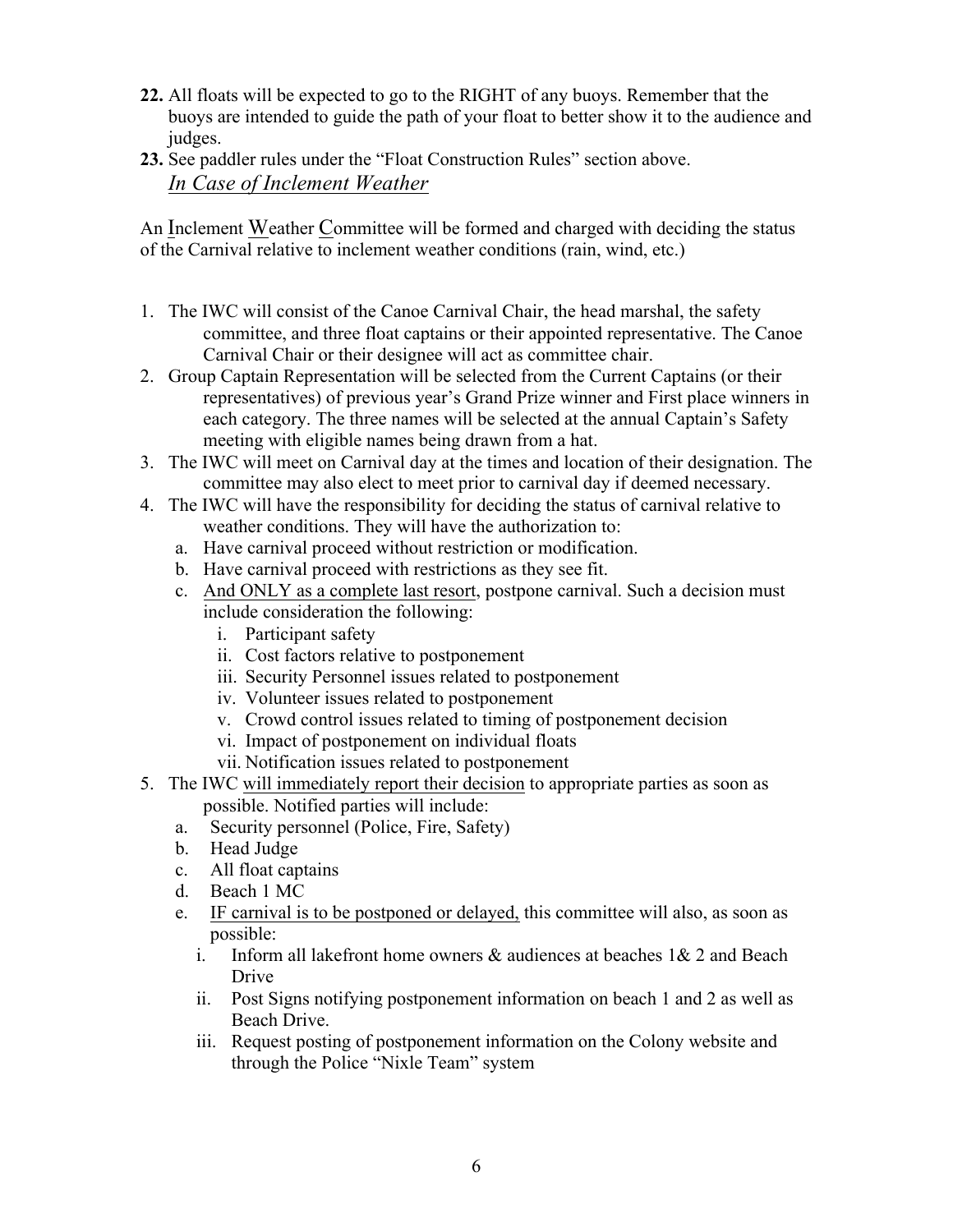22. All floats will be expected to go to the RIGHT of any buoys. Remember that the buoys are intended to guide the path of your float to better show it to the audience and judges.
23. See paddler rules under the "Float Construction Rules" section above.

## *In Case of Inclement Weather*

An Inclement Weather Committee will be formed and charged with deciding the status of the Carnival relative to inclement weather conditions (rain, wind, etc.)

1. The IWC will consist of the Canoe Carnival Chair, the head marshal, the safety committee, and three float captains or their appointed representative. The Canoe Carnival Chair or their designee will act as committee chair.
2. Group Captain Representation will be selected from the Current Captains (or their representatives) of previous year's Grand Prize winner and First place winners in each category. The three names will be selected at the annual Captain's Safety meeting with eligible names being drawn from a hat.
3. The IWC will meet on Carnival day at the times and location of their designation. The committee may also elect to meet prior to carnival day if deemed necessary.
4. The IWC will have the responsibility for deciding the status of carnival relative to weather conditions. They will have the authorization to:
   a. Have carnival proceed without restriction or modification.
   b. Have carnival proceed with restrictions as they see fit.
   c. <u>And ONLY as a complete last resort</u>, postpone carnival. Such a decision must include consideration the following:
      i. Participant safety
      ii. Cost factors relative to postponement
      iii. Security Personnel issues related to postponement
      iv. Volunteer issues related to postponement
      v. Crowd control issues related to timing of postponement decision
      vi. Impact of postponement on individual floats
      vii. Notification issues related to postponement
5. The IWC <u>will immediately report their decision</u> to appropriate parties as soon as possible. Notified parties will include:
   a. Security personnel (Police, Fire, Safety)
   b. Head Judge
   c. All float captains
   d. Beach 1 MC
   e. <u>IF carnival is to be postponed or delayed,</u> this committee will also, as soon as possible:
      i. Inform all lakefront home owners & audiences at beaches 1& 2 and Beach Drive
      ii. Post Signs notifying postponement information on beach 1 and 2 as well as Beach Drive.
      iii. Request posting of postponement information on the Colony website and through the Police "Nixle Team" system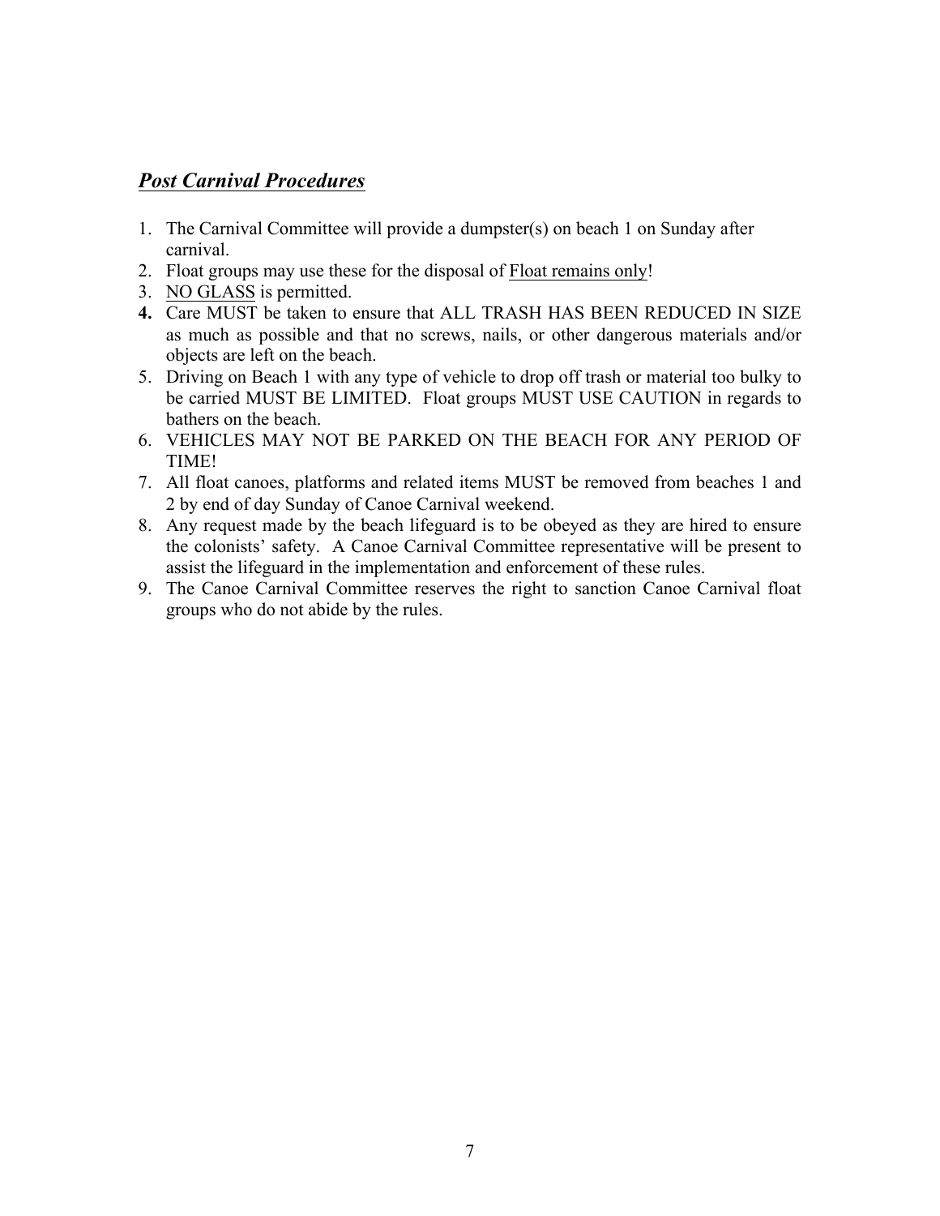## ***Post Carnival Procedures***

1. The Carnival Committee will provide a dumpster(s) on beach 1 on Sunday after carnival.
2. Float groups may use these for the disposal of <u>Float remains only</u>!
3. <u>NO GLASS</u> is permitted.
4. Care MUST be taken to ensure that ALL TRASH HAS BEEN REDUCED IN SIZE as much as possible and that no screws, nails, or other dangerous materials and/or objects are left on the beach.
5. Driving on Beach 1 with any type of vehicle to drop off trash or material too bulky to be carried MUST BE LIMITED. Float groups MUST USE CAUTION in regards to bathers on the beach.
6. VEHICLES MAY NOT BE PARKED ON THE BEACH FOR ANY PERIOD OF TIME!
7. All float canoes, platforms and related items MUST be removed from beaches 1 and 2 by end of day Sunday of Canoe Carnival weekend.
8. Any request made by the beach lifeguard is to be obeyed as they are hired to ensure the colonists' safety. A Canoe Carnival Committee representative will be present to assist the lifeguard in the implementation and enforcement of these rules.
9. The Canoe Carnival Committee reserves the right to sanction Canoe Carnival float groups who do not abide by the rules.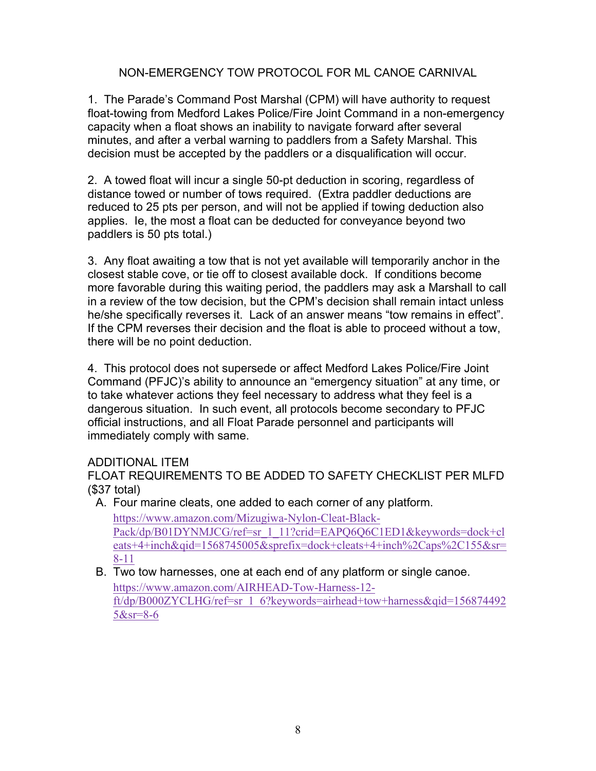# NON-EMERGENCY TOW PROTOCOL FOR ML CANOE CARNIVAL

1. The Parade's Command Post Marshal (CPM) will have authority to request float-towing from Medford Lakes Police/Fire Joint Command in a non-emergency capacity when a float shows an inability to navigate forward after several minutes, and after a verbal warning to paddlers from a Safety Marshal. This decision must be accepted by the paddlers or a disqualification will occur.

2. A towed float will incur a single 50-pt deduction in scoring, regardless of distance towed or number of tows required. (Extra paddler deductions are reduced to 25 pts per person, and will not be applied if towing deduction also applies. Ie, the most a float can be deducted for conveyance beyond two paddlers is 50 pts total.)

3. Any float awaiting a tow that is not yet available will temporarily anchor in the closest stable cove, or tie off to closest available dock. If conditions become more favorable during this waiting period, the paddlers may ask a Marshall to call in a review of the tow decision, but the CPM's decision shall remain intact unless he/she specifically reverses it. Lack of an answer means "tow remains in effect". If the CPM reverses their decision and the float is able to proceed without a tow, there will be no point deduction.

4. This protocol does not supersede or affect Medford Lakes Police/Fire Joint Command (PFJC)'s ability to announce an "emergency situation" at any time, or to take whatever actions they feel necessary to address what they feel is a dangerous situation. In such event, all protocols become secondary to PFJC official instructions, and all Float Parade personnel and participants will immediately comply with same.

ADDITIONAL ITEM

FLOAT REQUIREMENTS TO BE ADDED TO SAFETY CHECKLIST PER MLFD ($37 total)

A. Four marine cleats, one added to each corner of any platform.
   https://www.amazon.com/Mizugiwa-Nylon-Cleat-Black-Pack/dp/B01DYNMJCG/ref=sr_1_11?crid=EAPQ6Q6C1ED1&keywords=dock+cleats+4+inch&qid=1568745005&sprefix=dock+cleats+4+inch%2Caps%2C155&sr=8-11

B. Two tow harnesses, one at each end of any platform or single canoe.
   https://www.amazon.com/AIRHEAD-Tow-Harness-12-ft/dp/B000ZYCLHG/ref=sr_1_6?keywords=airhead+tow+harness&qid=1568744925&sr=8-6